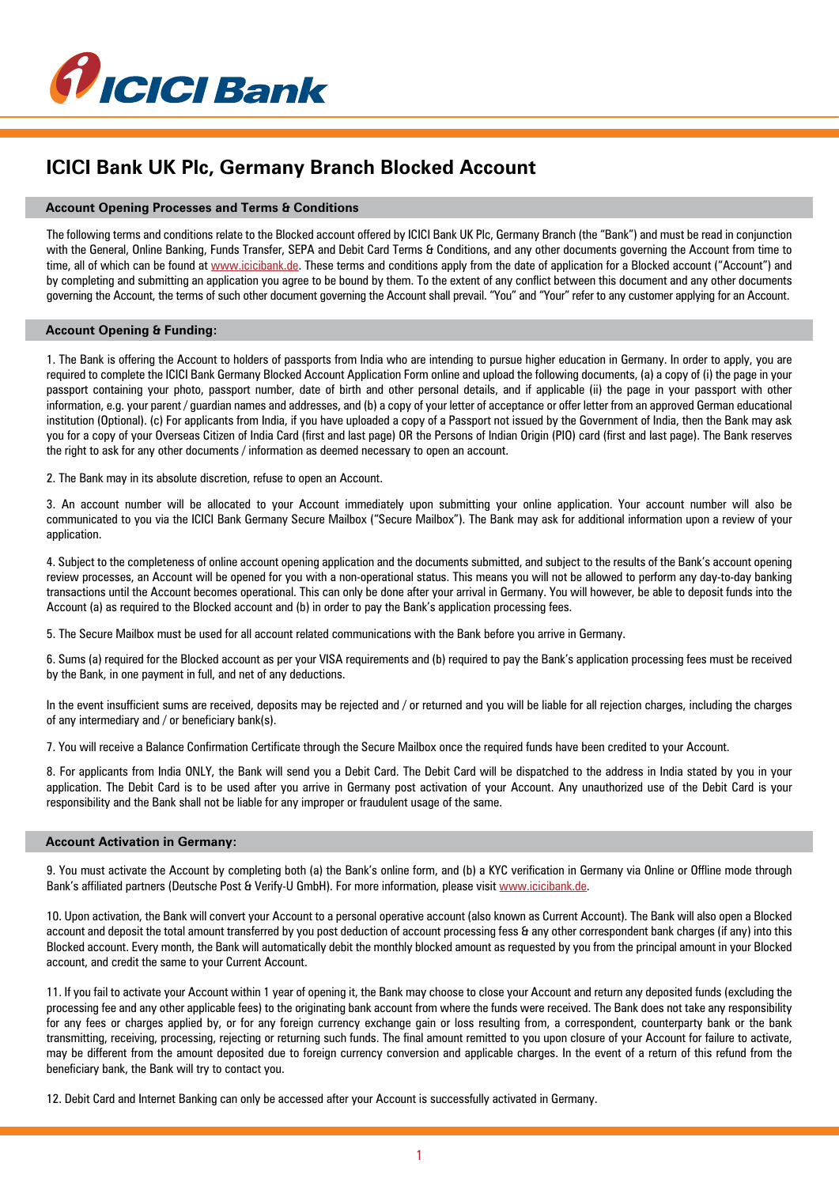# ICICI Bank UK Plc, Germany Branch Blocked Account

## Account Opening Processes and Terms & Conditions

The following terms and conditions relate to the Blocked account offered by ICICI Bank UK Plc, Germany Branch (the "Bank") and must be read in conjunction with the General, Online Banking, Funds Transfer, SEPA and Debit Card Terms & Conditions, and any other documents governing the Account from time to time, all of which can be found at www.icicibank.de. These terms and conditions apply from the date of application for a Blocked account ("Account") and by completing and submitting an application you agree to be bound by them. To the extent of any conflict between this document and any other documents governing the Account, the terms of such other document governing the Account shall prevail. "You" and "Your" refer to any customer applying for an Account.

## Account Opening & Funding:

1. The Bank is offering the Account to holders of passports from India who are intending to pursue higher education in Germany. In order to apply, you are required to complete the ICICI Bank Germany Blocked Account Application Form online and upload the following documents, (a) a copy of (i) the page in your passport containing your photo, passport number, date of birth and other personal details, and if applicable (ii) the page in your passport with other information, e.g. your parent / guardian names and addresses, and (b) a copy of your letter of acceptance or offer letter from an approved German educational institution (Optional). (c) For applicants from India, if you have uploaded a copy of a Passport not issued by the Government of India, then the Bank may ask you for a copy of your Overseas Citizen of India Card (first and last page) OR the Persons of Indian Origin (PIO) card (first and last page). The Bank reserves the right to ask for any other documents / information as deemed necessary to open an account.

2. The Bank may in its absolute discretion, refuse to open an Account.

3. An account number will be allocated to your Account immediately upon submitting your online application. Your account number will also be communicated to you via the ICICI Bank Germany Secure Mailbox ("Secure Mailbox"). The Bank may ask for additional information upon a review of your application.

4. Subject to the completeness of online account opening application and the documents submitted, and subject to the results of the Bank's account opening review processes, an Account will be opened for you with a non-operational status. This means you will not be allowed to perform any day-to-day banking transactions until the Account becomes operational. This can only be done after your arrival in Germany. You will however, be able to deposit funds into the Account (a) as required to the Blocked account and (b) in order to pay the Bank's application processing fees.

5. The Secure Mailbox must be used for all account related communications with the Bank before you arrive in Germany.

6. Sums (a) required for the Blocked account as per your VISA requirements and (b) required to pay the Bank's application processing fees must be received by the Bank, in one payment in full, and net of any deductions.

In the event insufficient sums are received, deposits may be rejected and / or returned and you will be liable for all rejection charges, including the charges of any intermediary and / or beneficiary bank(s).

7. You will receive a Balance Confirmation Certificate through the Secure Mailbox once the required funds have been credited to your Account.

8. For applicants from India ONLY, the Bank will send you a Debit Card. The Debit Card will be dispatched to the address in India stated by you in your application. The Debit Card is to be used after you arrive in Germany post activation of your Account. Any unauthorized use of the Debit Card is your responsibility and the Bank shall not be liable for any improper or fraudulent usage of the same.

## Account Activation in Germany:

9. You must activate the Account by completing both (a) the Bank's online form, and (b) a KYC verification in Germany via Online or Offline mode through Bank's affiliated partners (Deutsche Post & Verify-U GmbH). For more information, please visit www.icicibank.de.

10. Upon activation, the Bank will convert your Account to a personal operative account (also known as Current Account). The Bank will also open a Blocked account and deposit the total amount transferred by you post deduction of account processing fess & any other correspondent bank charges (if any) into this Blocked account. Every month, the Bank will automatically debit the monthly blocked amount as requested by you from the principal amount in your Blocked account, and credit the same to your Current Account.

11. If you fail to activate your Account within 1 year of opening it, the Bank may choose to close your Account and return any deposited funds (excluding the processing fee and any other applicable fees) to the originating bank account from where the funds were received. The Bank does not take any responsibility for any fees or charges applied by, or for any foreign currency exchange gain or loss resulting from, a correspondent, counterparty bank or the bank transmitting, receiving, processing, rejecting or returning such funds. The final amount remitted to you upon closure of your Account for failure to activate, may be different from the amount deposited due to foreign currency conversion and applicable charges. In the event of a return of this refund from the beneficiary bank, the Bank will try to contact you.

12. Debit Card and Internet Banking can only be accessed after your Account is successfully activated in Germany.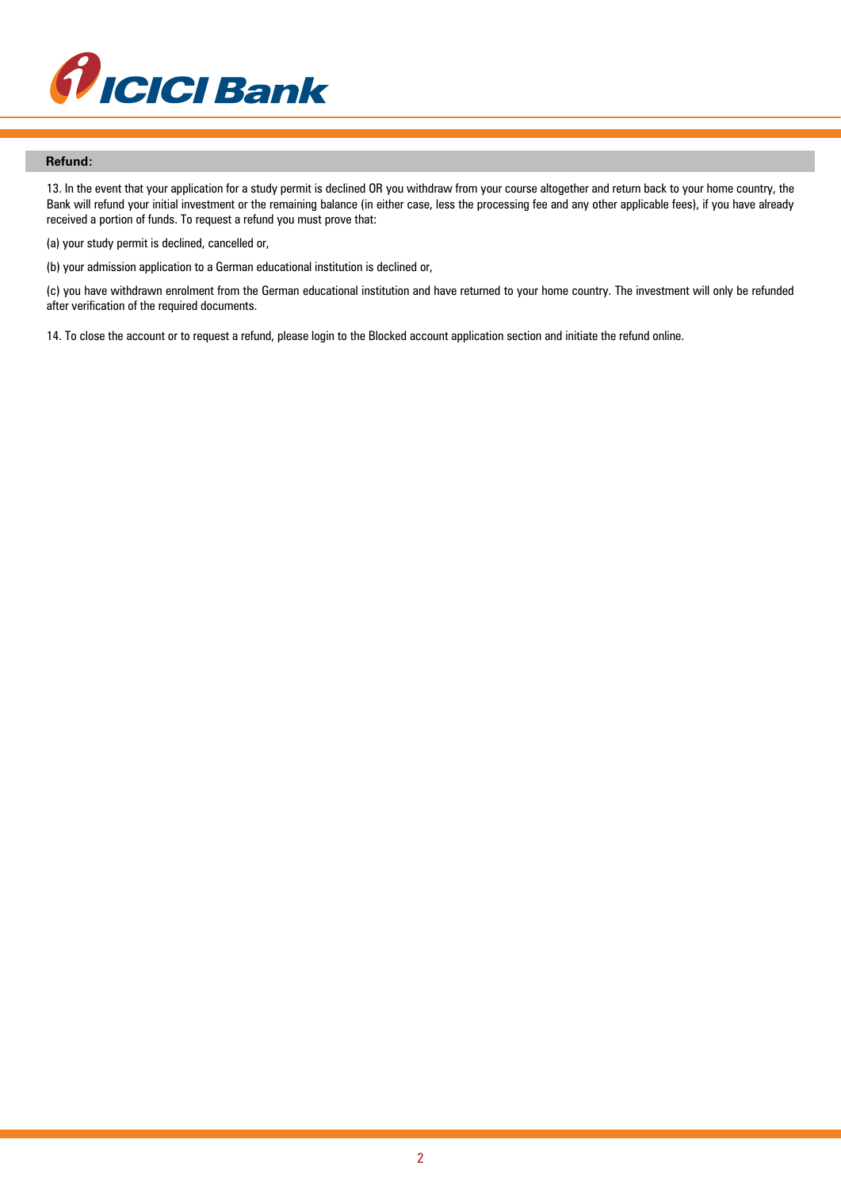**Refund:**

13. In the event that your application for a study permit is declined OR you withdraw from your course altogether and return back to your home country, the Bank will refund your initial investment or the remaining balance (in either case, less the processing fee and any other applicable fees), if you have already received a portion of funds. To request a refund you must prove that:

(a) your study permit is declined, cancelled or,

(b) your admission application to a German educational institution is declined or,

(c) you have withdrawn enrolment from the German educational institution and have returned to your home country. The investment will only be refunded after verification of the required documents.

14. To close the account or to request a refund, please login to the Blocked account application section and initiate the refund online.